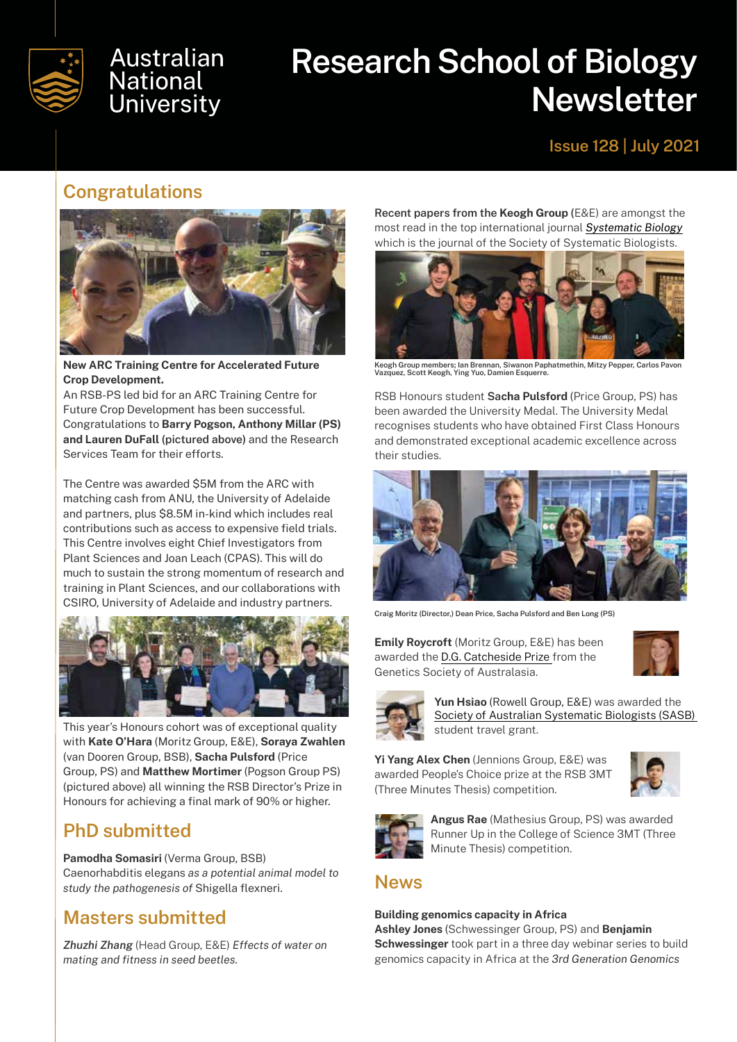# Research School of Biology Newsletter

Issue 128 | July 2021

## Congratulations

**New ARC Training Centre for Accelerated Future Crop Development.**

An RSB-PS led bid for an ARC Training Centre for Future Crop Development has been successful. Congratulations to **Barry Pogson, Anthony Millar (PS) and Lauren DuFall (pictured above)** and the Research Services Team for their efforts.

The Centre was awarded $5M from the ARC with matching cash from ANU, the University of Adelaide and partners, plus $8.5M in-kind which includes real contributions such as access to expensive field trials. This Centre involves eight Chief Investigators from Plant Sciences and Joan Leach (CPAS). This will do much to sustain the strong momentum of research and training in Plant Sciences, and our collaborations with CSIRO, University of Adelaide and industry partners.

This year's Honours cohort was of exceptional quality with **Kate O'Hara** (Moritz Group, E&E), **Soraya Zwahlen** (van Dooren Group, BSB), **Sacha Pulsford** (Price Group, PS) and **Matthew Mortimer** (Pogson Group PS) (pictured above) all winning the RSB Director's Prize in Honours for achieving a final mark of 90% or higher.

## PhD submitted

**Pamodha Somasiri** (Verma Group, BSB)
Caenorhabditis elegans *as a potential animal model to study the pathogenesis of* Shigella flexneri.

## Masters submitted

***Zhuzhi Zhang*** (Head Group, E&E) *Effects of water on mating and fitness in seed beetles.*

**Recent papers from the Keogh Group** (E&E) are amongst the most read in the top international journal *Systematic Biology* which is the journal of the Society of Systematic Biologists.

Keogh Group members; Ian Brennan, Siwanon Paphatmethin, Mitzy Pepper, Carlos Pavon Vazquez, Scott Keogh, Ying Yuo, Damien Esquerre.

RSB Honours student **Sacha Pulsford** (Price Group, PS) has been awarded the University Medal. The University Medal recognises students who have obtained First Class Honours and demonstrated exceptional academic excellence across their studies.

Craig Moritz (Director,) Dean Price, Sacha Pulsford and Ben Long (PS)

**Emily Roycroft** (Moritz Group, E&E) has been awarded the D.G. Catcheside Prize from the Genetics Society of Australasia.

**Yun Hsiao** (Rowell Group, E&E) was awarded the Society of Australian Systematic Biologists (SASB) student travel grant.

**Yi Yang Alex Chen** (Jennions Group, E&E) was awarded People's Choice prize at the RSB 3MT (Three Minutes Thesis) competition.

**Angus Rae** (Mathesius Group, PS) was awarded Runner Up in the College of Science 3MT (Three Minute Thesis) competition.

## News

**Building genomics capacity in Africa**
**Ashley Jones** (Schwessinger Group, PS) and **Benjamin Schwessinger** took part in a three day webinar series to build genomics capacity in Africa at the *3rd Generation Genomics*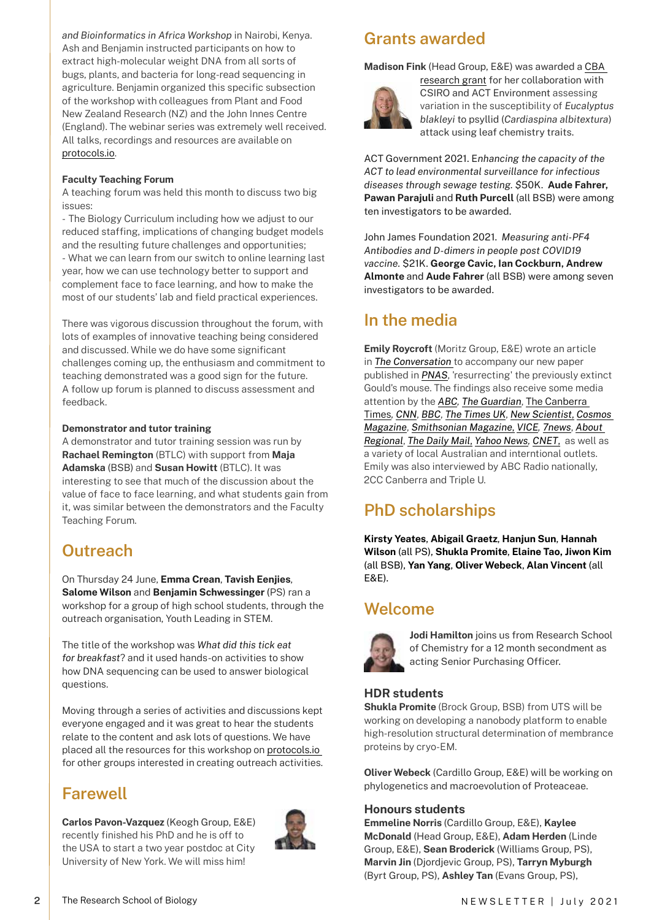*and Bioinformatics in Africa Workshop* in Nairobi, Kenya. Ash and Benjamin instructed participants on how to extract high-molecular weight DNA from all sorts of bugs, plants, and bacteria for long-read sequencing in agriculture. Benjamin organized this specific subsection of the workshop with colleagues from Plant and Food New Zealand Research (NZ) and the John Innes Centre (England). The webinar series was extremely well received. All talks, recordings and resources are available on protocols.io.

### Faculty Teaching Forum

A teaching forum was held this month to discuss two big issues:

- The Biology Curriculum including how we adjust to our reduced staffing, implications of changing budget models and the resulting future challenges and opportunities;
- What we can learn from our switch to online learning last year, how we can use technology better to support and complement face to face learning, and how to make the most of our students' lab and field practical experiences.

There was vigorous discussion throughout the forum, with lots of examples of innovative teaching being considered and discussed. While we do have some significant challenges coming up, the enthusiasm and commitment to teaching demonstrated was a good sign for the future. A follow up forum is planned to discuss assessment and feedback.

### Demonstrator and tutor training

A demonstrator and tutor training session was run by **Rachael Remington** (BTLC) with support from **Maja Adamska** (BSB) and **Susan Howitt** (BTLC). It was interesting to see that much of the discussion about the value of face to face learning, and what students gain from it, was similar between the demonstrators and the Faculty Teaching Forum.

## Outreach

On Thursday 24 June, **Emma Crean**, **Tavish Eenjies**, **Salome Wilson** and **Benjamin Schwessinger** (PS) ran a workshop for a group of high school students, through the outreach organisation, Youth Leading in STEM.

The title of the workshop was *What did this tick eat for breakfast*? and it used hands-on activities to show how DNA sequencing can be used to answer biological questions.

Moving through a series of activities and discussions kept everyone engaged and it was great to hear the students relate to the content and ask lots of questions. We have placed all the resources for this workshop on protocols.io for other groups interested in creating outreach activities.

## Farewell

**Carlos Pavon-Vazquez** (Keogh Group, E&E) recently finished his PhD and he is off to the USA to start a two year postdoc at City University of New York. We will miss him!

## Grants awarded

**Madison Fink** (Head Group, E&E) was awarded a CBA research grant for her collaboration with CSIRO and ACT Environment assessing variation in the susceptibility of *Eucalyptus blakleyi* to psyllid (*Cardiaspina albitextura*) attack using leaf chemistry traits.

ACT Government 2021. E*nhancing the capacity of the ACT to lead environmental surveillance for infectious diseases through sewage testing.* $50K. **Aude Fahrer, Pawan Parajuli** and **Ruth Purcell** (all BSB) were among ten investigators to be awarded.

John James Foundation 2021. *Measuring anti-PF4 Antibodies and D-dimers in people post COVID19 vaccine.* $21K. **George Cavic, Ian Cockburn, Andrew Almonte** and **Aude Fahrer** (all BSB) were among seven investigators to be awarded.

## In the media

**Emily Roycroft** (Moritz Group, E&E) wrote an article in *The Conversation* to accompany our new paper published in *PNAS*, 'resurrecting' the previously extinct Gould's mouse. The findings also receive some media attention by the *ABC*, *The Guardian*, The Canberra Times, *CNN*, *BBC*, *The Times UK*, *New Scientist*, *Cosmos Magazine*, *Smithsonian Magazine*, *VICE*, *7news*, *About Regional*, *The Daily Mail*, *Yahoo News*, *CNET*, as well as a variety of local Australian and interntional outlets. Emily was also interviewed by ABC Radio nationally, 2CC Canberra and Triple U.

## PhD scholarships

**Kirsty Yeates**, **Abigail Graetz**, **Hanjun Sun**, **Hannah Wilson** (all PS), **Shukla Promite**, **Elaine Tao**, **Jiwon Kim** (all BSB), **Yan Yang**, **Oliver Webeck**, **Alan Vincent** (all E&E).

## Welcome

**Jodi Hamilton** joins us from Research School of Chemistry for a 12 month secondment as acting Senior Purchasing Officer.

### HDR students

**Shukla Promite** (Brock Group, BSB) from UTS will be working on developing a nanobody platform to enable high-resolution structural determination of membrance proteins by cryo-EM.

**Oliver Webeck** (Cardillo Group, E&E) will be working on phylogenetics and macroevolution of Proteaceae.

### Honours students

**Emmeline Norris** (Cardillo Group, E&E), **Kaylee McDonald** (Head Group, E&E), **Adam Herden** (Linde Group, E&E), **Sean Broderick** (Williams Group, PS), **Marvin Jin** (Djordjevic Group, PS), **Tarryn Myburgh** (Byrt Group, PS), **Ashley Tan** (Evans Group, PS),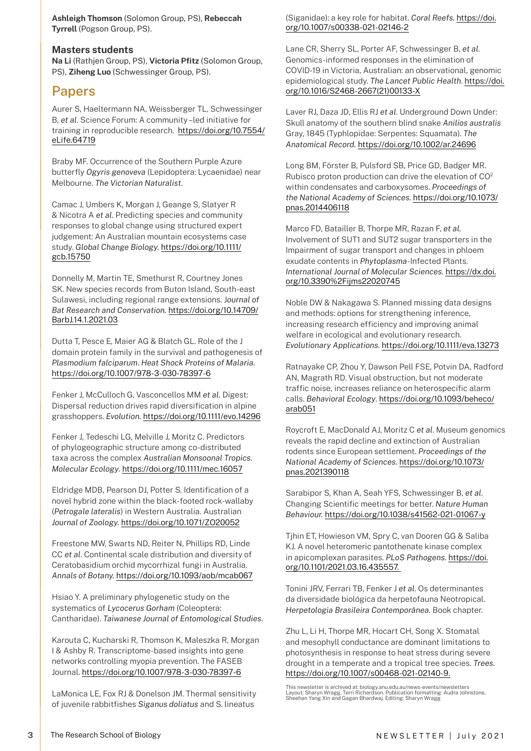**Ashleigh Thomson** (Solomon Group, PS), **Rebeccah Tyrrell** (Pogson Group, PS).

### Masters students

**Na Li** (Rathjen Group, PS), **Victoria Pfitz** (Solomon Group, PS), **Ziheng Luo** (Schwessinger Group, PS).

## Papers

Aurer S, Haeltermann NA, Weissberger TL, Schwessinger B, *et al*. Science Forum: A community –led initiative for training in reproducible research. https://doi.org/10.7554/eLife.64719

Braby MF. Occurrence of the Southern Purple Azure butterfly *Ogyris genoveva* (Lepidoptera: Lycaenidae) near Melbourne. *The Victorian Naturalist*.

Camac J, Umbers K, Morgan J, Geange S, Slatyer R & Nicotra A *et al*. Predicting species and community responses to global change using structured expert judgement: An Australian mountain ecosystems case study. *Global Change Biology*. https://doi.org/10.1111/gcb.15750

Donnelly M, Martin TE, Smethurst R, Courtney Jones SK. New species records from Buton Island, South-east Sulawesi, including regional range extensions. *Journal of Bat Research and Conservation*. https://doi.org/10.14709/BarbJ.14.1.2021.03

Dutta T, Pesce E, Maier AG & Blatch GL. Role of the J domain protein family in the survival and pathogenesis of *Plasmodium falciparum*. *Heat Shock Proteins of Malaria*. https://doi.org/10.1007/978-3-030-78397-6

Fenker J, McCulloch G, Vasconcellos MM *et al*. Digest: Dispersal reduction drives rapid diversification in alpine grasshoppers. *Evolution*. https://doi.org/10.1111/evo.14296

Fenker J, Tedeschi LG, Melville J, Moritz C. Predictors of phylogeographic structure among co-distributed taxa across the complex *Australian Monsoonal Tropics*. *Molecular Ecology*. https://doi.org/10.1111/mec.16057

Eldridge MDB, Pearson DJ, Potter S. Identification of a novel hybrid zone within the black-footed rock-wallaby (*Petrogale lateralis*) in Western Australia. Australian *Journal of Zoology*. https://doi.org/10.1071/ZO20052

Freestone MW, Swarts ND, Reiter N, Phillips RD, Linde CC *et al*. Continental scale distribution and diversity of Ceratobasidium orchid mycorrhizal fungi in Australia. *Annals of Botany*. https://doi.org/10.1093/aob/mcab067

Hsiao Y. A preliminary phylogenetic study on the systematics of *Lycocerus Gorham* (Coleoptera: Cantharidae). *Taiwanese Journal of Entomological Studies*.

Karouta C, Kucharski R, Thomson K, Maleszka R, Morgan I & Ashby R. Transcriptome-based insights into gene networks controlling myopia prevention. The FASEB Journal. https://doi.org/10.1007/978-3-030-78397-6

LaMonica LE, Fox RJ & Donelson JM. Thermal sensitivity of juvenile rabbitfishes *Siganus doliatus* and S. lineatus (Siganidae): a key role for habitat. *Coral Reefs*. https://doi.org/10.1007/s00338-021-02146-2

Lane CR, Sherry SL, Porter AF, Schwessinger B, *et al*. Genomics-informed responses in the elimination of COVID-19 in Victoria, Australian: an observational, genomic epidemiological study. *The Lancet Public Health*. https://doi.org/10.1016/S2468-2667(21)00133-X

Laver RJ, Daza JD, Ellis RJ *et al*. Underground Down Under: Skull anatomy of the southern blind snake *Anilios australis* Gray, 1845 (Typhlopidae: Serpentes: Squamata). *The Anatomical Record*. https://doi.org/10.1002/ar.24696

Long BM, Förster B, Pulsford SB, Price GD, Badger MR. Rubisco proton production can drive the elevation of $CO^2$ within condensates and carboxysomes. *Proceedings of the National Academy of Sciences*. https://doi.org/10.1073/pnas.2014406118

Marco FD, Batailler B, Thorpe MR, Razan F, *et al*. Involvement of SUT1 and SUT2 sugar transporters in the Impairment of sugar transport and changes in phloem exudate contents in *Phytoplasma*-Infected Plants. *International Journal of Molecular Sciences*. https://dx.doi.org/10.3390%2Fijms22020745

Noble DW & Nakagawa S. Planned missing data designs and methods: options for strengthening inference, increasing research efficiency and improving animal welfare in ecological and evolutionary research. *Evolutionary Applications*. https://doi.org/10.1111/eva.13273

Ratnayake CP, Zhou Y, Dawson Pell FSE, Potvin DA, Radford AN, Magrath RD. Visual obstruction, but not moderate traffic noise, increases reliance on heterospecific alarm calls. *Behavioral Ecology*. https://doi.org/10.1093/beheco/arab051

Roycroft E, MacDonald AJ, Moritz C *et al*. Museum genomics reveals the rapid decline and extinction of Australian rodents since European settlement. *Proceedings of the National Academy of Sciences*. https://doi.org/10.1073/pnas.2021390118

Sarabipor S, Khan A, Seah YFS, Schwessinger B, *et al*. Changing Scientific meetings for better. *Nature Human Behaviour*. https://doi.org/10.1038/s41562-021-01067-y

Tjhin ET, Howieson VM, Spry C, van Dooren GG & Saliba KJ. A novel heteromeric pantothenate kinase complex in apicomplexan parasites. *PLoS Pathogens*. https://doi.org/10.1101/2021.03.16.435557.

Tonini JRV, Ferrari TB, Fenker J *et al*. Os determinantes da diversidade biológica da herpetofauna Neotropical. *Herpetologia Brasileira Contemporânea*. Book chapter.

Zhu L, Li H, Thorpe MR, Hocart CH, Song X. Stomatal and mesophyll conductance are dominant limitations to photosynthesis in response to heat stress during severe drought in a temperate and a tropical tree species. *Trees*. https://doi.org/10.1007/s00468-021-02140-9.

This newsletter is archived at: biology.anu.edu.au/news-events/newsletters
Layout: Sharyn Wragg, Terri Richardson. Publication formatting: Audra Johnstone, Sheehan Yang Xin and Gagan Bhardwaj. Editing: Sharyn Wragg